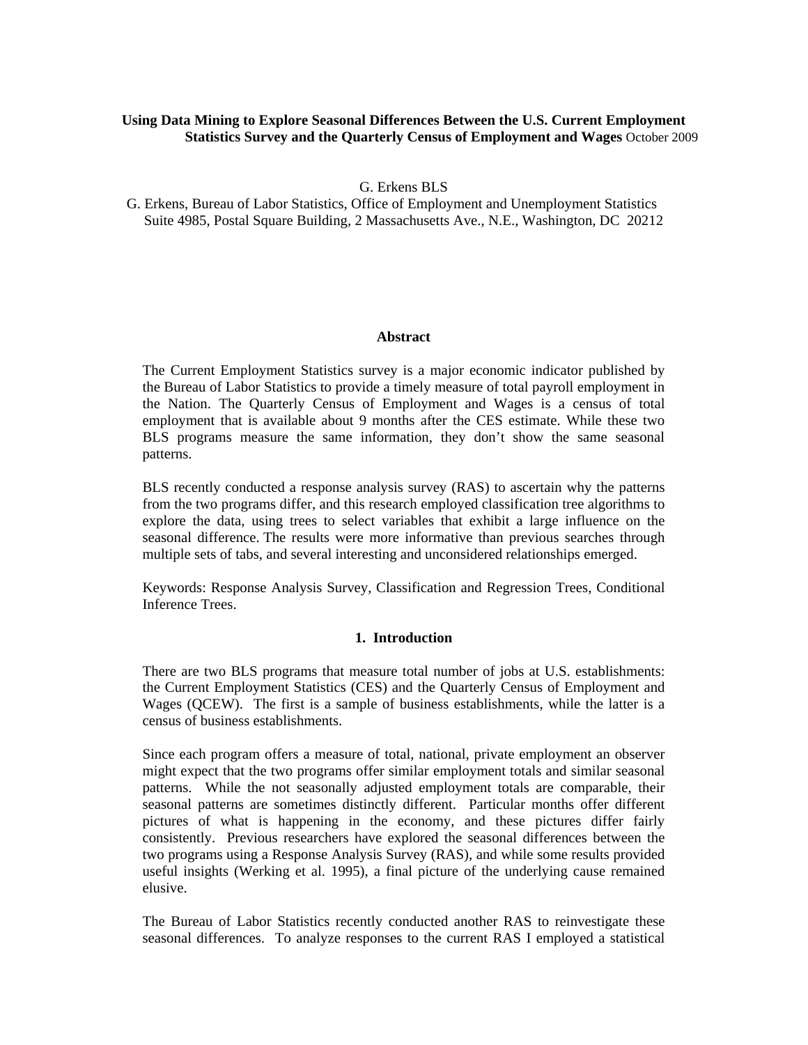# Using Data Mining to Explore Seasonal Differences Between the U.S. Current Employment Statistics Survey and the Quarterly Census of Employment and Wages October 2009

G. Erkens BLS

G. Erkens, Bureau of Labor Statistics, Office of Employment and Unemployment Statistics Suite 4985, Postal Square Building, 2 Massachusetts Ave., N.E., Washington, DC 20212

## Abstract

The Current Employment Statistics survey is a major economic indicator published by the Bureau of Labor Statistics to provide a timely measure of total payroll employment in the Nation. The Quarterly Census of Employment and Wages is a census of total employment that is available about 9 months after the CES estimate. While these two BLS programs measure the same information, they don't show the same seasonal patterns.

BLS recently conducted a response analysis survey (RAS) to ascertain why the patterns from the two programs differ, and this research employed classification tree algorithms to explore the data, using trees to select variables that exhibit a large influence on the seasonal difference. The results were more informative than previous searches through multiple sets of tabs, and several interesting and unconsidered relationships emerged.

Keywords: Response Analysis Survey, Classification and Regression Trees, Conditional Inference Trees.

## 1. Introduction

There are two BLS programs that measure total number of jobs at U.S. establishments: the Current Employment Statistics (CES) and the Quarterly Census of Employment and Wages (QCEW). The first is a sample of business establishments, while the latter is a census of business establishments.

Since each program offers a measure of total, national, private employment an observer might expect that the two programs offer similar employment totals and similar seasonal patterns. While the not seasonally adjusted employment totals are comparable, their seasonal patterns are sometimes distinctly different. Particular months offer different pictures of what is happening in the economy, and these pictures differ fairly consistently. Previous researchers have explored the seasonal differences between the two programs using a Response Analysis Survey (RAS), and while some results provided useful insights (Werking et al. 1995), a final picture of the underlying cause remained elusive.

The Bureau of Labor Statistics recently conducted another RAS to reinvestigate these seasonal differences. To analyze responses to the current RAS I employed a statistical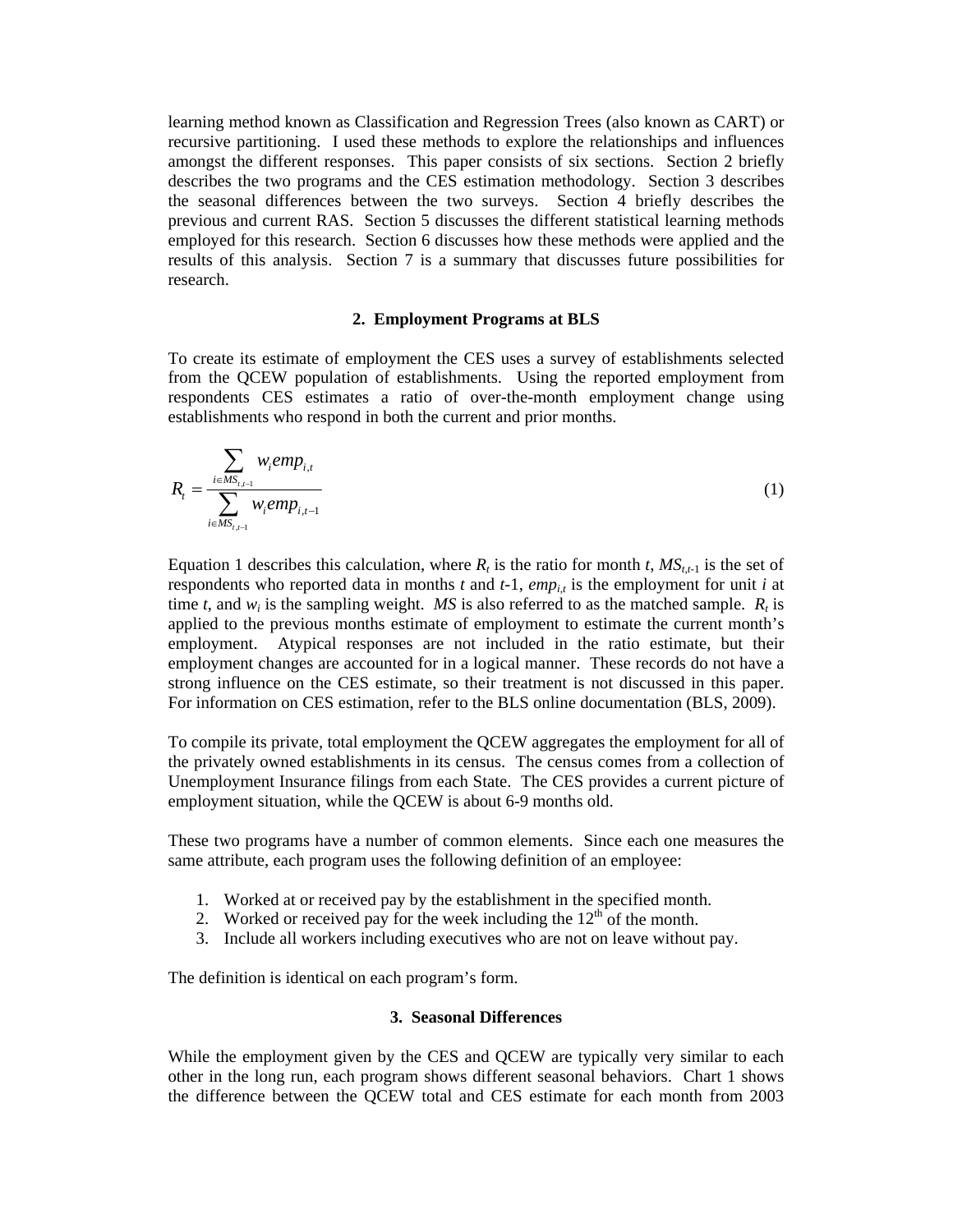learning method known as Classification and Regression Trees (also known as CART) or recursive partitioning. I used these methods to explore the relationships and influences amongst the different responses. This paper consists of six sections. Section 2 briefly describes the two programs and the CES estimation methodology. Section 3 describes the seasonal differences between the two surveys. Section 4 briefly describes the previous and current RAS. Section 5 discusses the different statistical learning methods employed for this research. Section 6 discusses how these methods were applied and the results of this analysis. Section 7 is a summary that discusses future possibilities for research.

## 2. Employment Programs at BLS

To create its estimate of employment the CES uses a survey of establishments selected from the QCEW population of establishments. Using the reported employment from respondents CES estimates a ratio of over-the-month employment change using establishments who respond in both the current and prior months.

$$R_t = \frac{\sum_{i \in MS_{t,t-1}} w_i emp_{i,t}}{\sum_{i \in MS_{t,t-1}} w_i emp_{i,t-1}} \tag{1}$$

Equation 1 describes this calculation, where $R_t$ is the ratio for month $t$, $MS_{t,t-1}$ is the set of respondents who reported data in months $t$ and $t$-1, $emp_{i,t}$ is the employment for unit $i$ at time $t$, and $w_i$ is the sampling weight. *MS* is also referred to as the matched sample. $R_t$ is applied to the previous months estimate of employment to estimate the current month's employment. Atypical responses are not included in the ratio estimate, but their employment changes are accounted for in a logical manner. These records do not have a strong influence on the CES estimate, so their treatment is not discussed in this paper. For information on CES estimation, refer to the BLS online documentation (BLS, 2009).

To compile its private, total employment the QCEW aggregates the employment for all of the privately owned establishments in its census. The census comes from a collection of Unemployment Insurance filings from each State. The CES provides a current picture of employment situation, while the QCEW is about 6-9 months old.

These two programs have a number of common elements. Since each one measures the same attribute, each program uses the following definition of an employee:

1. Worked at or received pay by the establishment in the specified month.
2. Worked or received pay for the week including the 12$^{th}$ of the month.
3. Include all workers including executives who are not on leave without pay.

The definition is identical on each program's form.

## 3. Seasonal Differences

While the employment given by the CES and QCEW are typically very similar to each other in the long run, each program shows different seasonal behaviors. Chart 1 shows the difference between the QCEW total and CES estimate for each month from 2003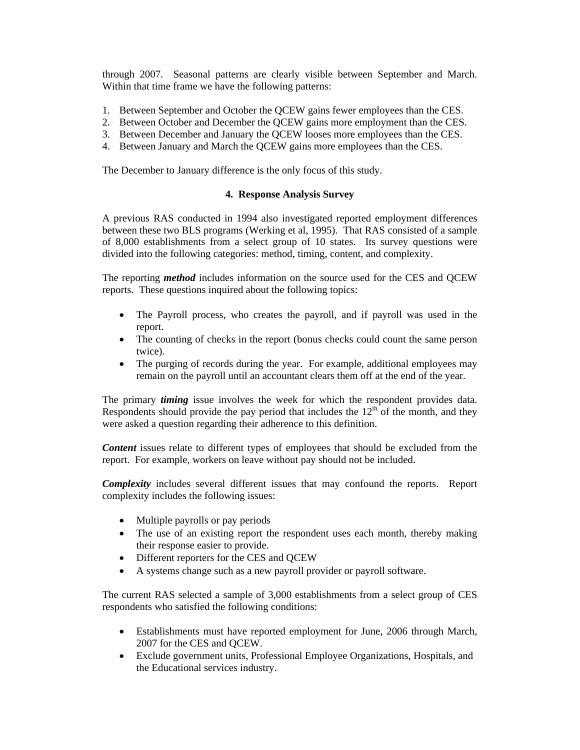through 2007. Seasonal patterns are clearly visible between September and March. Within that time frame we have the following patterns:

1. Between September and October the QCEW gains fewer employees than the CES.
2. Between October and December the QCEW gains more employment than the CES.
3. Between December and January the QCEW looses more employees than the CES.
4. Between January and March the QCEW gains more employees than the CES.

The December to January difference is the only focus of this study.

## 4. Response Analysis Survey

A previous RAS conducted in 1994 also investigated reported employment differences between these two BLS programs (Werking et al, 1995). That RAS consisted of a sample of 8,000 establishments from a select group of 10 states. Its survey questions were divided into the following categories: method, timing, content, and complexity.

The reporting ***method*** includes information on the source used for the CES and QCEW reports. These questions inquired about the following topics:

- The Payroll process, who creates the payroll, and if payroll was used in the report.
- The counting of checks in the report (bonus checks could count the same person twice).
- The purging of records during the year. For example, additional employees may remain on the payroll until an accountant clears them off at the end of the year.

The primary ***timing*** issue involves the week for which the respondent provides data. Respondents should provide the pay period that includes the 12th of the month, and they were asked a question regarding their adherence to this definition.

***Content*** issues relate to different types of employees that should be excluded from the report. For example, workers on leave without pay should not be included.

***Complexity*** includes several different issues that may confound the reports. Report complexity includes the following issues:

- Multiple payrolls or pay periods
- The use of an existing report the respondent uses each month, thereby making their response easier to provide.
- Different reporters for the CES and QCEW
- A systems change such as a new payroll provider or payroll software.

The current RAS selected a sample of 3,000 establishments from a select group of CES respondents who satisfied the following conditions:

- Establishments must have reported employment for June, 2006 through March, 2007 for the CES and QCEW.
- Exclude government units, Professional Employee Organizations, Hospitals, and the Educational services industry.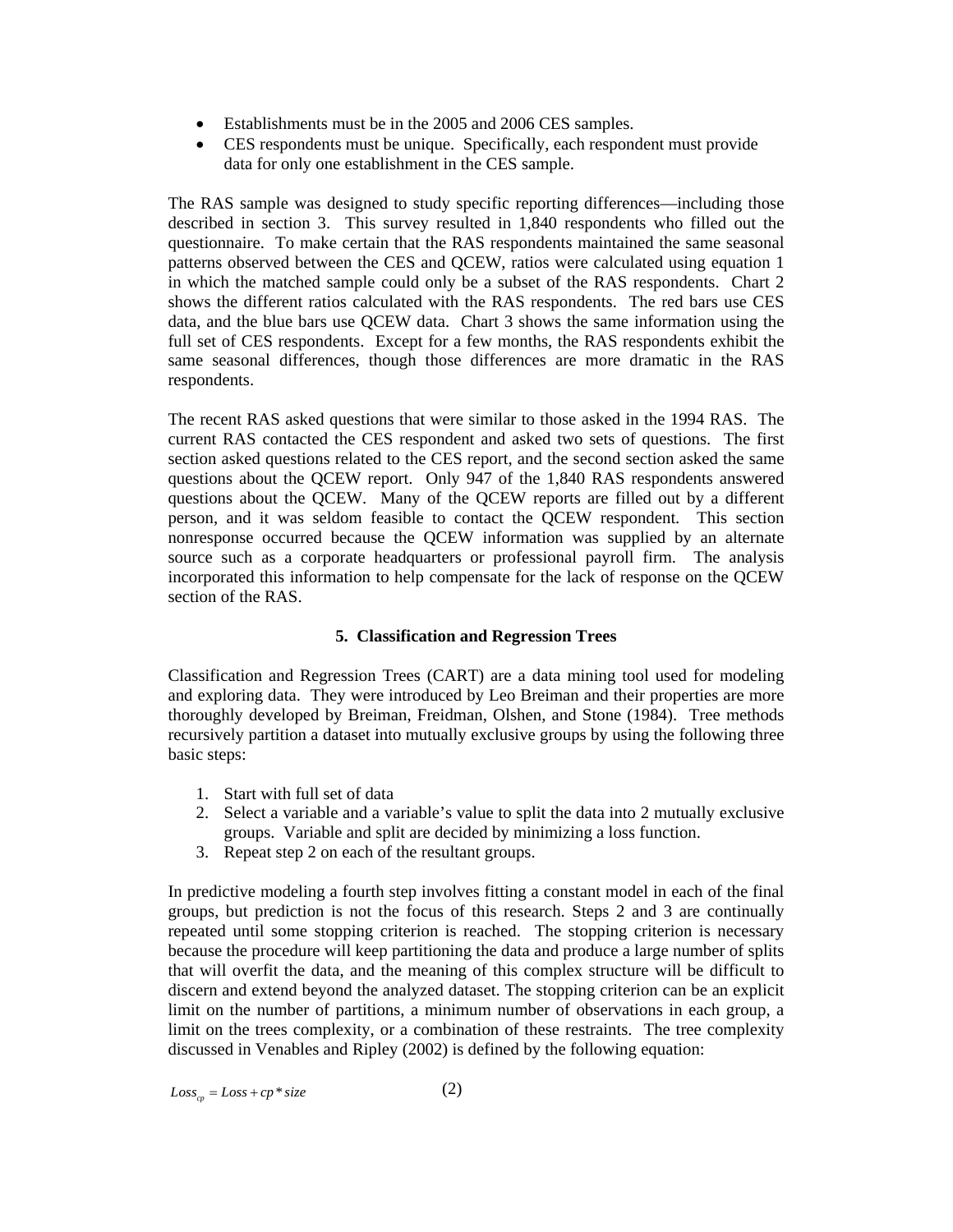- Establishments must be in the 2005 and 2006 CES samples.
- CES respondents must be unique. Specifically, each respondent must provide data for only one establishment in the CES sample.

The RAS sample was designed to study specific reporting differences—including those described in section 3. This survey resulted in 1,840 respondents who filled out the questionnaire. To make certain that the RAS respondents maintained the same seasonal patterns observed between the CES and QCEW, ratios were calculated using equation 1 in which the matched sample could only be a subset of the RAS respondents. Chart 2 shows the different ratios calculated with the RAS respondents. The red bars use CES data, and the blue bars use QCEW data. Chart 3 shows the same information using the full set of CES respondents. Except for a few months, the RAS respondents exhibit the same seasonal differences, though those differences are more dramatic in the RAS respondents.

The recent RAS asked questions that were similar to those asked in the 1994 RAS. The current RAS contacted the CES respondent and asked two sets of questions. The first section asked questions related to the CES report, and the second section asked the same questions about the QCEW report. Only 947 of the 1,840 RAS respondents answered questions about the QCEW. Many of the QCEW reports are filled out by a different person, and it was seldom feasible to contact the QCEW respondent. This section nonresponse occurred because the QCEW information was supplied by an alternate source such as a corporate headquarters or professional payroll firm. The analysis incorporated this information to help compensate for the lack of response on the QCEW section of the RAS.

## 5. Classification and Regression Trees

Classification and Regression Trees (CART) are a data mining tool used for modeling and exploring data. They were introduced by Leo Breiman and their properties are more thoroughly developed by Breiman, Freidman, Olshen, and Stone (1984). Tree methods recursively partition a dataset into mutually exclusive groups by using the following three basic steps:

1. Start with full set of data
2. Select a variable and a variable's value to split the data into 2 mutually exclusive groups. Variable and split are decided by minimizing a loss function.
3. Repeat step 2 on each of the resultant groups.

In predictive modeling a fourth step involves fitting a constant model in each of the final groups, but prediction is not the focus of this research. Steps 2 and 3 are continually repeated until some stopping criterion is reached. The stopping criterion is necessary because the procedure will keep partitioning the data and produce a large number of splits that will overfit the data, and the meaning of this complex structure will be difficult to discern and extend beyond the analyzed dataset. The stopping criterion can be an explicit limit on the number of partitions, a minimum number of observations in each group, a limit on the trees complexity, or a combination of these restraints. The tree complexity discussed in Venables and Ripley (2002) is defined by the following equation:

$$Loss_{cp} = Loss + cp * size \qquad (2)$$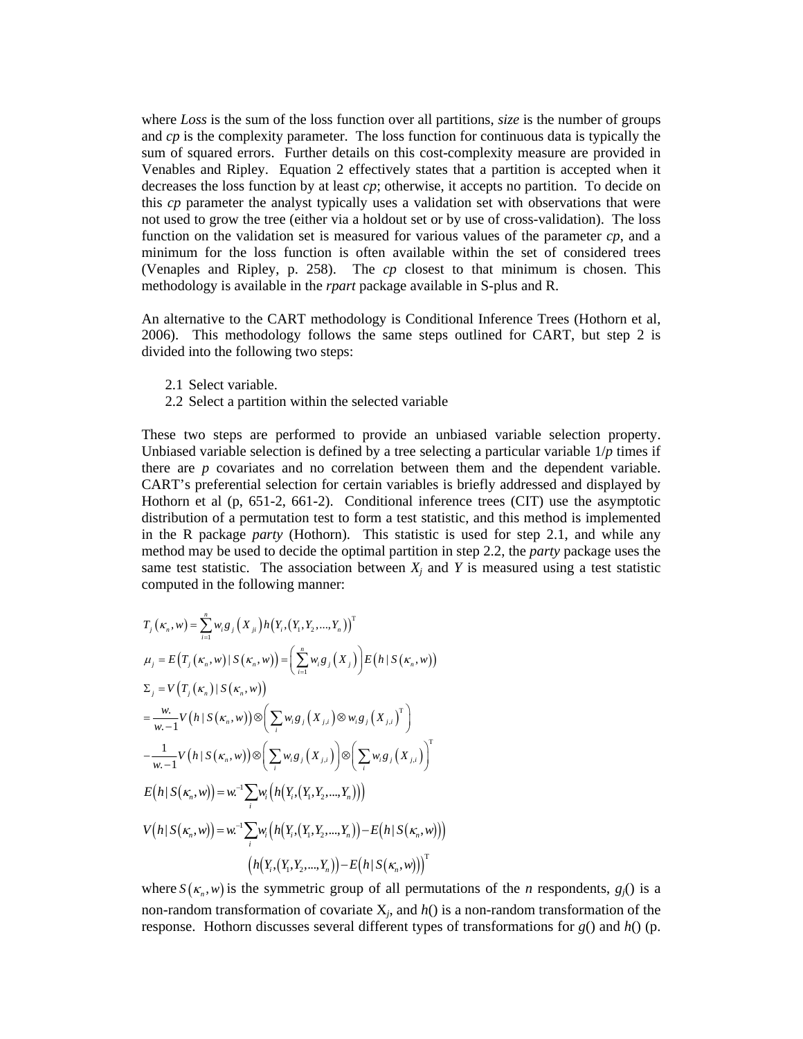where *Loss* is the sum of the loss function over all partitions, *size* is the number of groups and *cp* is the complexity parameter. The loss function for continuous data is typically the sum of squared errors. Further details on this cost-complexity measure are provided in Venables and Ripley. Equation 2 effectively states that a partition is accepted when it decreases the loss function by at least *cp*; otherwise, it accepts no partition. To decide on this *cp* parameter the analyst typically uses a validation set with observations that were not used to grow the tree (either via a holdout set or by use of cross-validation). The loss function on the validation set is measured for various values of the parameter *cp*, and a minimum for the loss function is often available within the set of considered trees (Venaples and Ripley, p. 258). The *cp* closest to that minimum is chosen. This methodology is available in the *rpart* package available in S-plus and R.

An alternative to the CART methodology is Conditional Inference Trees (Hothorn et al, 2006). This methodology follows the same steps outlined for CART, but step 2 is divided into the following two steps:

2.1 Select variable.
2.2 Select a partition within the selected variable

These two steps are performed to provide an unbiased variable selection property. Unbiased variable selection is defined by a tree selecting a particular variable 1/*p* times if there are *p* covariates and no correlation between them and the dependent variable. CART's preferential selection for certain variables is briefly addressed and displayed by Hothorn et al (p, 651-2, 661-2). Conditional inference trees (CIT) use the asymptotic distribution of a permutation test to form a test statistic, and this method is implemented in the R package *party* (Hothorn). This statistic is used for step 2.1, and while any method may be used to decide the optimal partition in step 2.2, the *party* package uses the same test statistic. The association between $X_j$ and $Y$ is measured using a test statistic computed in the following manner:

$$
\begin{aligned}
&T_j(\kappa_n, w) = \sum_{i=1}^{n} w_i g_j(X_{ji}) h(Y_i, (Y_1, Y_2, ..., Y_n))^{\mathrm{T}} \\
&\mu_j = E(T_j(\kappa_n, w) \mid S(\kappa_n, w)) = \left(\sum_{i=1}^{n} w_i g_j(X_j)\right) E(h \mid S(\kappa_n, w)) \\
&\Sigma_j = V(T_j(\kappa_n) \mid S(\kappa_n, w)) \\
&= \frac{w.}{w.-1} V(h \mid S(\kappa_n, w)) \otimes \left(\sum_i w_i g_j(X_{j,i}) \otimes w_i g_j(X_{j,i})^{\mathrm{T}}\right) \\
&- \frac{1}{w.-1} V(h \mid S(\kappa_n, w)) \otimes \left(\sum_i w_i g_j(X_{j,i})\right) \otimes \left(\sum_i w_i g_j(X_{j,i})\right)^{\mathrm{T}} \\
&E(h \mid S(\kappa_n, w)) = w.^{-1} \sum_i w_i \left(h(Y_i, (Y_1, Y_2, ..., Y_n))\right) \\
&V(h \mid S(\kappa_n, w)) = w.^{-1} \sum_i w_i \left(h(Y_i, (Y_1, Y_2, ..., Y_n)) - E(h \mid S(\kappa_n, w))\right) \\
&\qquad \left(h(Y_i, (Y_1, Y_2, ..., Y_n)) - E(h \mid S(\kappa_n, w))\right)^{\mathrm{T}}
\end{aligned}
$$

where $S(\kappa_n, w)$ is the symmetric group of all permutations of the $n$ respondents, $g_j()$ is a non-random transformation of covariate $X_j$, and $h()$ is a non-random transformation of the response. Hothorn discusses several different types of transformations for $g()$ and $h()$ (p.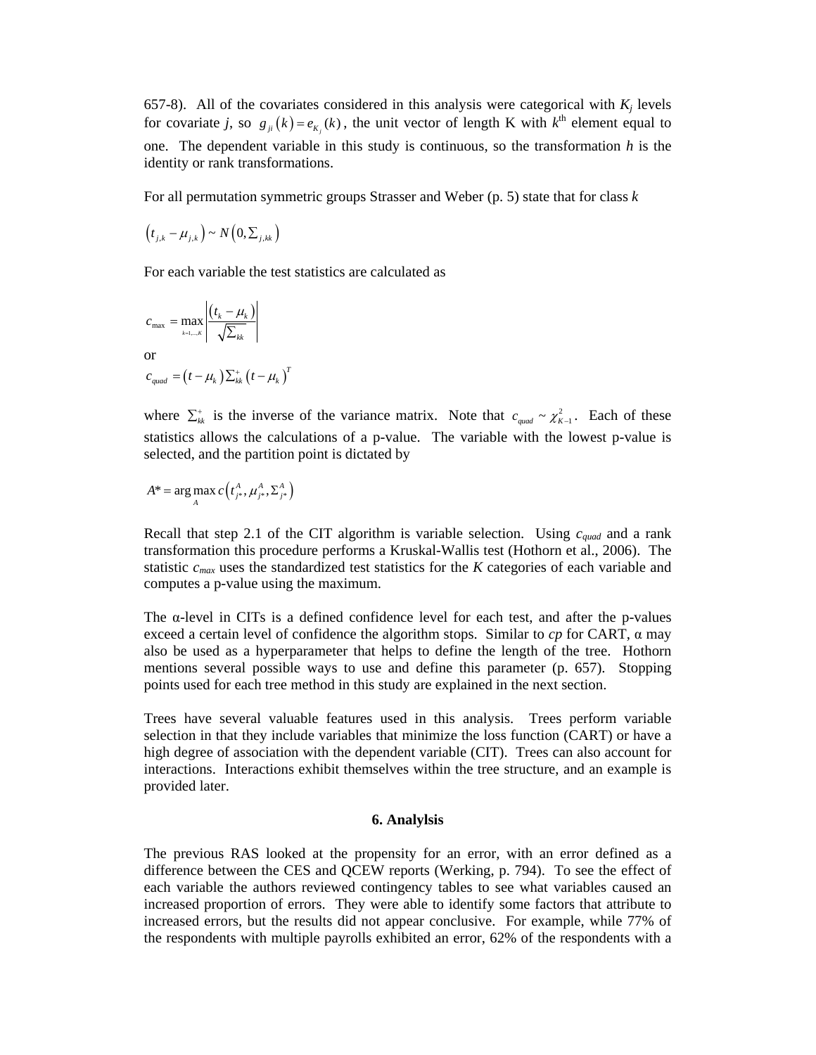657-8). All of the covariates considered in this analysis were categorical with $K_j$ levels for covariate $j$, so $g_{ji}(k) = e_{K_j}(k)$, the unit vector of length K with $k^{\text{th}}$ element equal to one. The dependent variable in this study is continuous, so the transformation $h$ is the identity or rank transformations.

For all permutation symmetric groups Strasser and Weber (p. 5) state that for class $k$

$$\left(t_{j,k} - \mu_{j,k}\right) \sim N\left(0, \Sigma_{j,kk}\right)$$

For each variable the test statistics are calculated as

$$c_{\max} = \max_{k=1,\ldots,K} \left| \frac{\left(t_k - \mu_k\right)}{\sqrt{\Sigma_{kk}}} \right|$$

or

$$c_{quad} = \left(t - \mu_k\right) \Sigma_{kk}^{+} \left(t - \mu_k\right)^T$$

where $\Sigma_{kk}^{+}$ is the inverse of the variance matrix. Note that $c_{quad} \sim \chi_{K-1}^2$. Each of these statistics allows the calculations of a p-value. The variable with the lowest p-value is selected, and the partition point is dictated by

$$A^* = \arg\max_{A} c\left(t_{j^*}^{A}, \mu_{j^*}^{A}, \Sigma_{j^*}^{A}\right)$$

Recall that step 2.1 of the CIT algorithm is variable selection. Using $c_{quad}$ and a rank transformation this procedure performs a Kruskal-Wallis test (Hothorn et al., 2006). The statistic $c_{max}$ uses the standardized test statistics for the $K$ categories of each variable and computes a p-value using the maximum.

The α-level in CITs is a defined confidence level for each test, and after the p-values exceed a certain level of confidence the algorithm stops. Similar to *cp* for CART, α may also be used as a hyperparameter that helps to define the length of the tree. Hothorn mentions several possible ways to use and define this parameter (p. 657). Stopping points used for each tree method in this study are explained in the next section.

Trees have several valuable features used in this analysis. Trees perform variable selection in that they include variables that minimize the loss function (CART) or have a high degree of association with the dependent variable (CIT). Trees can also account for interactions. Interactions exhibit themselves within the tree structure, and an example is provided later.

## 6. Analylsis

The previous RAS looked at the propensity for an error, with an error defined as a difference between the CES and QCEW reports (Werking, p. 794). To see the effect of each variable the authors reviewed contingency tables to see what variables caused an increased proportion of errors. They were able to identify some factors that attribute to increased errors, but the results did not appear conclusive. For example, while 77% of the respondents with multiple payrolls exhibited an error, 62% of the respondents with a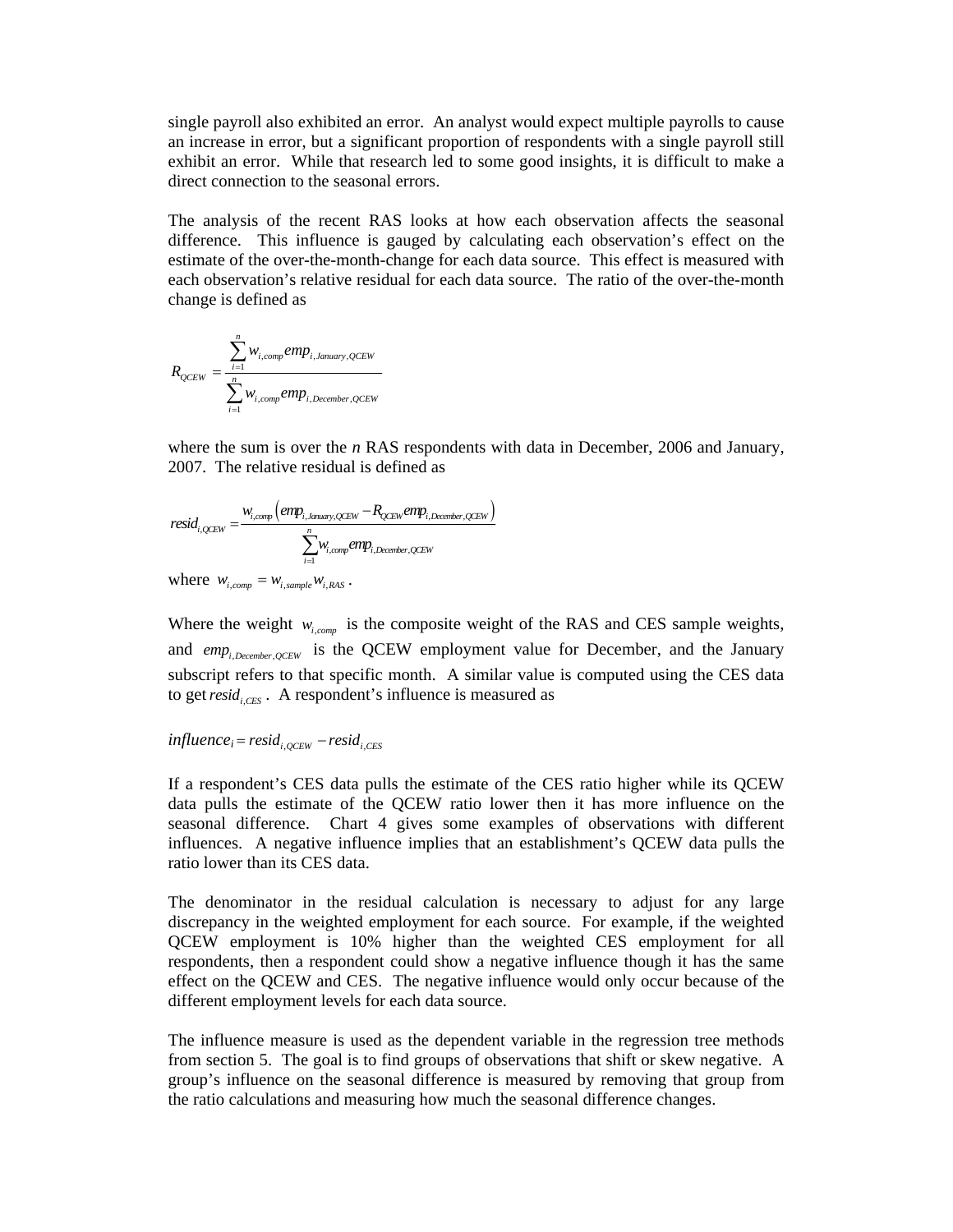single payroll also exhibited an error. An analyst would expect multiple payrolls to cause an increase in error, but a significant proportion of respondents with a single payroll still exhibit an error. While that research led to some good insights, it is difficult to make a direct connection to the seasonal errors.

The analysis of the recent RAS looks at how each observation affects the seasonal difference. This influence is gauged by calculating each observation's effect on the estimate of the over-the-month-change for each data source. This effect is measured with each observation's relative residual for each data source. The ratio of the over-the-month change is defined as

$$R_{QCEW} = \frac{\sum_{i=1}^{n} w_{i,comp} emp_{i,January,QCEW}}{\sum_{i=1}^{n} w_{i,comp} emp_{i,December,QCEW}}$$

where the sum is over the *n* RAS respondents with data in December, 2006 and January, 2007. The relative residual is defined as

$$resid_{i,QCEW} = \frac{w_{i,comp}\left(emp_{i,January,QCEW} - R_{QCEW} emp_{i,December,QCEW}\right)}{\sum_{i=1}^{n} w_{i,comp} emp_{i,December,QCEW}}$$

where $w_{i,comp} = w_{i,sample} w_{i,RAS}$.

Where the weight $w_{i,comp}$ is the composite weight of the RAS and CES sample weights, and $emp_{i,December,QCEW}$ is the QCEW employment value for December, and the January subscript refers to that specific month. A similar value is computed using the CES data to get $resid_{i,CES}$. A respondent's influence is measured as

$$influence_i = resid_{i,QCEW} - resid_{i,CES}$$

If a respondent's CES data pulls the estimate of the CES ratio higher while its QCEW data pulls the estimate of the QCEW ratio lower then it has more influence on the seasonal difference. Chart 4 gives some examples of observations with different influences. A negative influence implies that an establishment's QCEW data pulls the ratio lower than its CES data.

The denominator in the residual calculation is necessary to adjust for any large discrepancy in the weighted employment for each source. For example, if the weighted QCEW employment is 10% higher than the weighted CES employment for all respondents, then a respondent could show a negative influence though it has the same effect on the QCEW and CES. The negative influence would only occur because of the different employment levels for each data source.

The influence measure is used as the dependent variable in the regression tree methods from section 5. The goal is to find groups of observations that shift or skew negative. A group's influence on the seasonal difference is measured by removing that group from the ratio calculations and measuring how much the seasonal difference changes.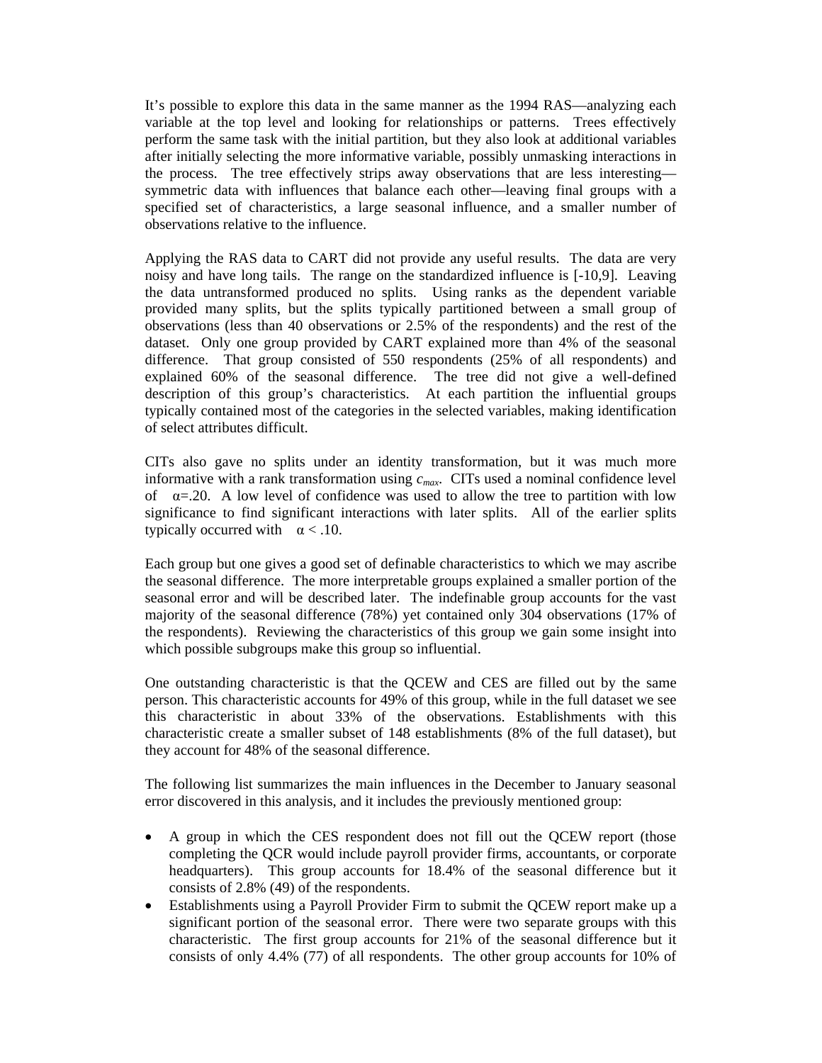It's possible to explore this data in the same manner as the 1994 RAS—analyzing each variable at the top level and looking for relationships or patterns. Trees effectively perform the same task with the initial partition, but they also look at additional variables after initially selecting the more informative variable, possibly unmasking interactions in the process. The tree effectively strips away observations that are less interesting—symmetric data with influences that balance each other—leaving final groups with a specified set of characteristics, a large seasonal influence, and a smaller number of observations relative to the influence.

Applying the RAS data to CART did not provide any useful results. The data are very noisy and have long tails. The range on the standardized influence is [-10,9]. Leaving the data untransformed produced no splits. Using ranks as the dependent variable provided many splits, but the splits typically partitioned between a small group of observations (less than 40 observations or 2.5% of the respondents) and the rest of the dataset. Only one group provided by CART explained more than 4% of the seasonal difference. That group consisted of 550 respondents (25% of all respondents) and explained 60% of the seasonal difference. The tree did not give a well-defined description of this group's characteristics. At each partition the influential groups typically contained most of the categories in the selected variables, making identification of select attributes difficult.

CITs also gave no splits under an identity transformation, but it was much more informative with a rank transformation using $c_{max}$. CITs used a nominal confidence level of $\alpha=.20$. A low level of confidence was used to allow the tree to partition with low significance to find significant interactions with later splits. All of the earlier splits typically occurred with $\alpha < .10$.

Each group but one gives a good set of definable characteristics to which we may ascribe the seasonal difference. The more interpretable groups explained a smaller portion of the seasonal error and will be described later. The indefinable group accounts for the vast majority of the seasonal difference (78%) yet contained only 304 observations (17% of the respondents). Reviewing the characteristics of this group we gain some insight into which possible subgroups make this group so influential.

One outstanding characteristic is that the QCEW and CES are filled out by the same person. This characteristic accounts for 49% of this group, while in the full dataset we see this characteristic in about 33% of the observations. Establishments with this characteristic create a smaller subset of 148 establishments (8% of the full dataset), but they account for 48% of the seasonal difference.

The following list summarizes the main influences in the December to January seasonal error discovered in this analysis, and it includes the previously mentioned group:

- A group in which the CES respondent does not fill out the QCEW report (those completing the QCR would include payroll provider firms, accountants, or corporate headquarters). This group accounts for 18.4% of the seasonal difference but it consists of 2.8% (49) of the respondents.
- Establishments using a Payroll Provider Firm to submit the QCEW report make up a significant portion of the seasonal error. There were two separate groups with this characteristic. The first group accounts for 21% of the seasonal difference but it consists of only 4.4% (77) of all respondents. The other group accounts for 10% of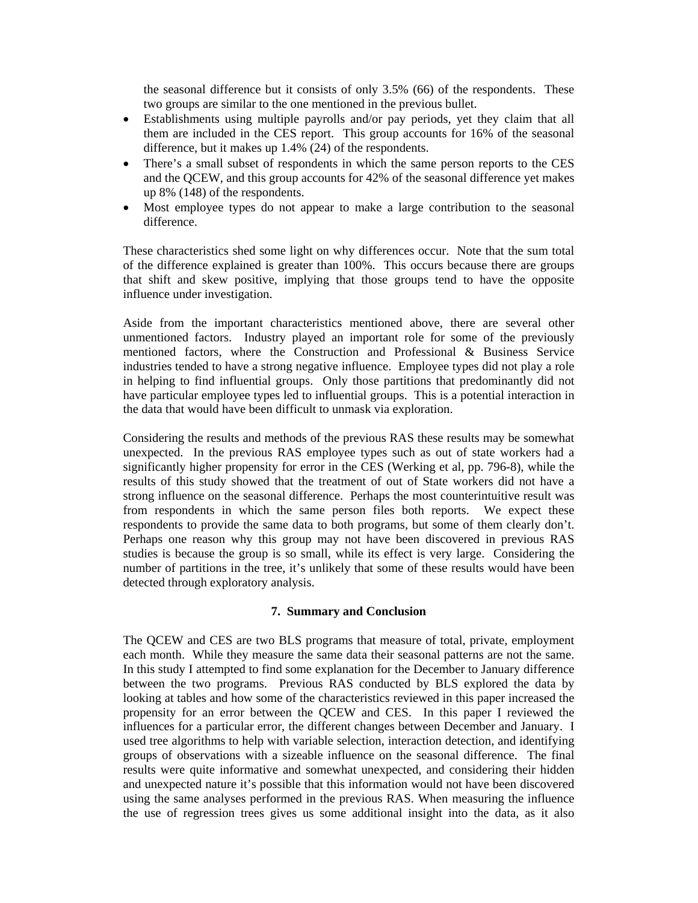the seasonal difference but it consists of only 3.5% (66) of the respondents. These two groups are similar to the one mentioned in the previous bullet.

- Establishments using multiple payrolls and/or pay periods, yet they claim that all them are included in the CES report. This group accounts for 16% of the seasonal difference, but it makes up 1.4% (24) of the respondents.
- There's a small subset of respondents in which the same person reports to the CES and the QCEW, and this group accounts for 42% of the seasonal difference yet makes up 8% (148) of the respondents.
- Most employee types do not appear to make a large contribution to the seasonal difference.

These characteristics shed some light on why differences occur. Note that the sum total of the difference explained is greater than 100%. This occurs because there are groups that shift and skew positive, implying that those groups tend to have the opposite influence under investigation.

Aside from the important characteristics mentioned above, there are several other unmentioned factors. Industry played an important role for some of the previously mentioned factors, where the Construction and Professional & Business Service industries tended to have a strong negative influence. Employee types did not play a role in helping to find influential groups. Only those partitions that predominantly did not have particular employee types led to influential groups. This is a potential interaction in the data that would have been difficult to unmask via exploration.

Considering the results and methods of the previous RAS these results may be somewhat unexpected. In the previous RAS employee types such as out of state workers had a significantly higher propensity for error in the CES (Werking et al, pp. 796-8), while the results of this study showed that the treatment of out of State workers did not have a strong influence on the seasonal difference. Perhaps the most counterintuitive result was from respondents in which the same person files both reports. We expect these respondents to provide the same data to both programs, but some of them clearly don't. Perhaps one reason why this group may not have been discovered in previous RAS studies is because the group is so small, while its effect is very large. Considering the number of partitions in the tree, it's unlikely that some of these results would have been detected through exploratory analysis.

## 7. Summary and Conclusion

The QCEW and CES are two BLS programs that measure of total, private, employment each month. While they measure the same data their seasonal patterns are not the same. In this study I attempted to find some explanation for the December to January difference between the two programs. Previous RAS conducted by BLS explored the data by looking at tables and how some of the characteristics reviewed in this paper increased the propensity for an error between the QCEW and CES. In this paper I reviewed the influences for a particular error, the different changes between December and January. I used tree algorithms to help with variable selection, interaction detection, and identifying groups of observations with a sizeable influence on the seasonal difference. The final results were quite informative and somewhat unexpected, and considering their hidden and unexpected nature it's possible that this information would not have been discovered using the same analyses performed in the previous RAS. When measuring the influence the use of regression trees gives us some additional insight into the data, as it also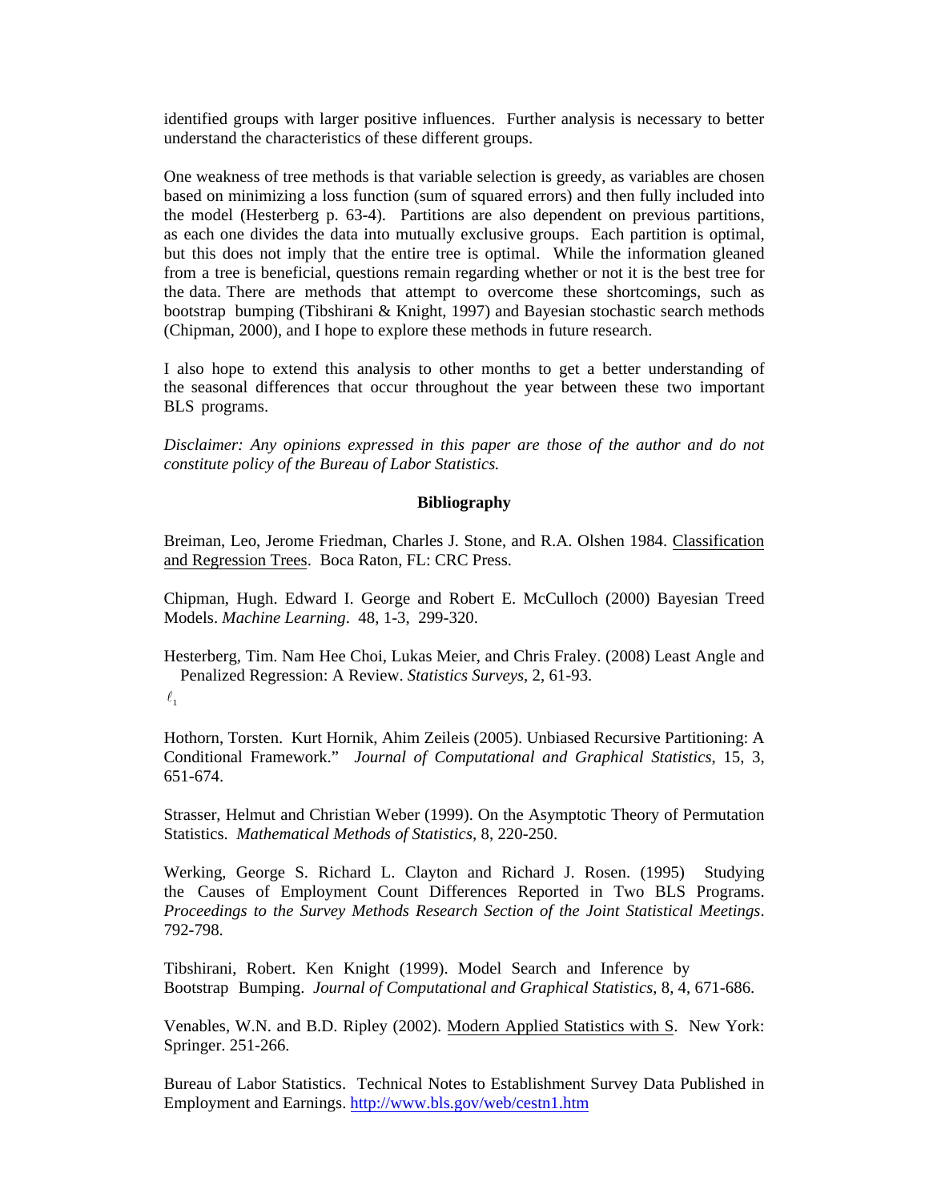identified groups with larger positive influences. Further analysis is necessary to better understand the characteristics of these different groups.

One weakness of tree methods is that variable selection is greedy, as variables are chosen based on minimizing a loss function (sum of squared errors) and then fully included into the model (Hesterberg p. 63-4). Partitions are also dependent on previous partitions, as each one divides the data into mutually exclusive groups. Each partition is optimal, but this does not imply that the entire tree is optimal. While the information gleaned from a tree is beneficial, questions remain regarding whether or not it is the best tree for the data. There are methods that attempt to overcome these shortcomings, such as bootstrap bumping (Tibshirani & Knight, 1997) and Bayesian stochastic search methods (Chipman, 2000), and I hope to explore these methods in future research.

I also hope to extend this analysis to other months to get a better understanding of the seasonal differences that occur throughout the year between these two important BLS programs.

*Disclaimer: Any opinions expressed in this paper are those of the author and do not constitute policy of the Bureau of Labor Statistics.*

**Bibliography**

Breiman, Leo, Jerome Friedman, Charles J. Stone, and R.A. Olshen 1984. Classification and Regression Trees. Boca Raton, FL: CRC Press.

Chipman, Hugh. Edward I. George and Robert E. McCulloch (2000) Bayesian Treed Models. *Machine Learning*. 48, 1-3, 299-320.

Hesterberg, Tim. Nam Hee Choi, Lukas Meier, and Chris Fraley. (2008) Least Angle and Penalized Regression: A Review. *Statistics Surveys*, 2, 61-93.

$\ell_1$

Hothorn, Torsten. Kurt Hornik, Ahim Zeileis (2005). Unbiased Recursive Partitioning: A Conditional Framework." *Journal of Computational and Graphical Statistics*, 15, 3, 651-674.

Strasser, Helmut and Christian Weber (1999). On the Asymptotic Theory of Permutation Statistics. *Mathematical Methods of Statistics*, 8, 220-250.

Werking, George S. Richard L. Clayton and Richard J. Rosen. (1995) Studying the Causes of Employment Count Differences Reported in Two BLS Programs. *Proceedings to the Survey Methods Research Section of the Joint Statistical Meetings*. 792-798.

Tibshirani, Robert. Ken Knight (1999). Model Search and Inference by Bootstrap Bumping. *Journal of Computational and Graphical Statistics*, 8, 4, 671-686.

Venables, W.N. and B.D. Ripley (2002). Modern Applied Statistics with S. New York: Springer. 251-266.

Bureau of Labor Statistics. Technical Notes to Establishment Survey Data Published in Employment and Earnings. http://www.bls.gov/web/cestn1.htm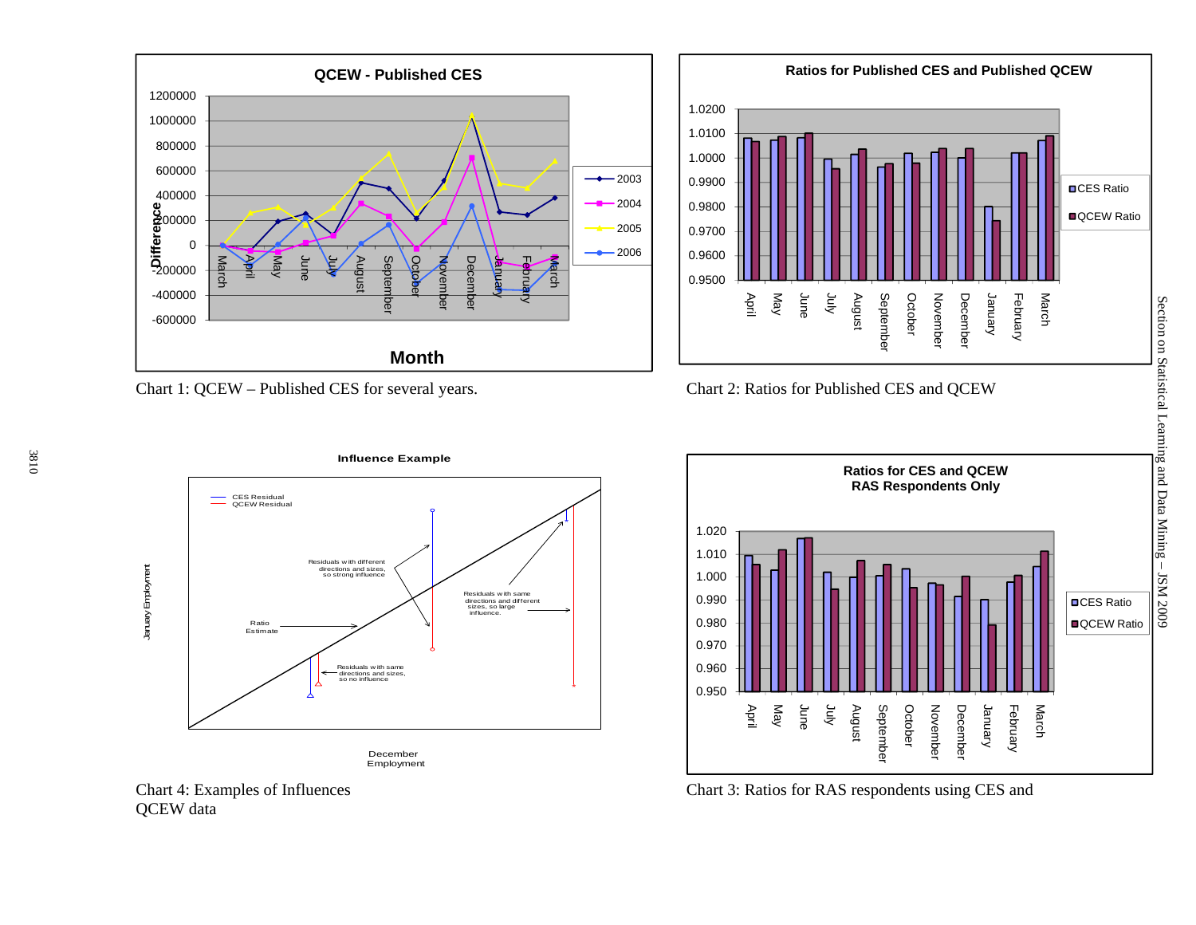QCEW - Published CES

1200000
1000000
800000
600000
400000
200000
0
-200000
-400000
-600000

Difference

March April May June July August September October November December January February March

2003
2004
2005
2006

Month

Chart 1: QCEW – Published CES for several years.

Ratios for Published CES and Published QCEW

1.0200
1.0100
1.0000
0.9900
0.9800
0.9700
0.9600
0.9500

April May June July August September October November December January February March

CES Ratio
QCEW Ratio

Chart 2: Ratios for Published CES and QCEW

Influence Example

CES Residual
QCEW Residual

Residuals with different directions and sizes, so strong influence

Residuals with same directions and different sizes, so large influence.

Ratio Estimate

Residuals with same directions and sizes, so no influence

January Employment

December Employment

Chart 4: Examples of Influences

Ratios for CES and QCEW
RAS Respondents Only

1.020
1.010
1.000
0.990
0.980
0.970
0.960
0.950

April May June July August September October November December January February March

CES Ratio
QCEW Ratio

Chart 3: Ratios for RAS respondents using CES and QCEW data